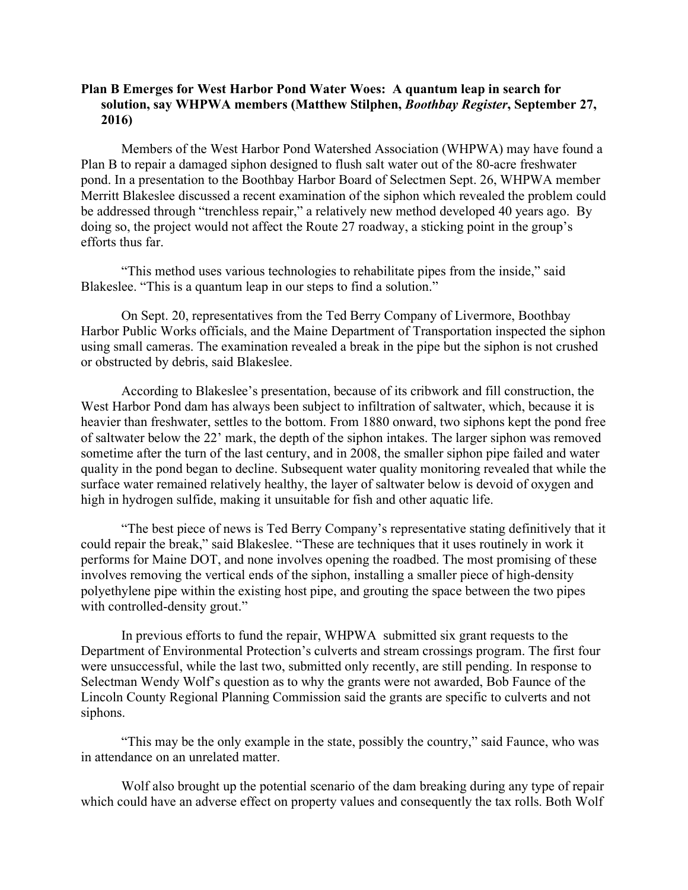**Plan B Emerges for West Harbor Pond Water Woes: A quantum leap in search for solution, say WHPWA members (Matthew Stilphen, *Boothbay Register*, September 27, 2016)**

Members of the West Harbor Pond Watershed Association (WHPWA) may have found a Plan B to repair a damaged siphon designed to flush salt water out of the 80-acre freshwater pond. In a presentation to the Boothbay Harbor Board of Selectmen Sept. 26, WHPWA member Merritt Blakeslee discussed a recent examination of the siphon which revealed the problem could be addressed through "trenchless repair," a relatively new method developed 40 years ago. By doing so, the project would not affect the Route 27 roadway, a sticking point in the group's efforts thus far.

"This method uses various technologies to rehabilitate pipes from the inside," said Blakeslee. "This is a quantum leap in our steps to find a solution."

On Sept. 20, representatives from the Ted Berry Company of Livermore, Boothbay Harbor Public Works officials, and the Maine Department of Transportation inspected the siphon using small cameras. The examination revealed a break in the pipe but the siphon is not crushed or obstructed by debris, said Blakeslee.

According to Blakeslee's presentation, because of its cribwork and fill construction, the West Harbor Pond dam has always been subject to infiltration of saltwater, which, because it is heavier than freshwater, settles to the bottom. From 1880 onward, two siphons kept the pond free of saltwater below the 22' mark, the depth of the siphon intakes. The larger siphon was removed sometime after the turn of the last century, and in 2008, the smaller siphon pipe failed and water quality in the pond began to decline. Subsequent water quality monitoring revealed that while the surface water remained relatively healthy, the layer of saltwater below is devoid of oxygen and high in hydrogen sulfide, making it unsuitable for fish and other aquatic life.

"The best piece of news is Ted Berry Company's representative stating definitively that it could repair the break," said Blakeslee. "These are techniques that it uses routinely in work it performs for Maine DOT, and none involves opening the roadbed. The most promising of these involves removing the vertical ends of the siphon, installing a smaller piece of high-density polyethylene pipe within the existing host pipe, and grouting the space between the two pipes with controlled-density grout."

In previous efforts to fund the repair, WHPWA submitted six grant requests to the Department of Environmental Protection's culverts and stream crossings program. The first four were unsuccessful, while the last two, submitted only recently, are still pending. In response to Selectman Wendy Wolf's question as to why the grants were not awarded, Bob Faunce of the Lincoln County Regional Planning Commission said the grants are specific to culverts and not siphons.

"This may be the only example in the state, possibly the country," said Faunce, who was in attendance on an unrelated matter.

Wolf also brought up the potential scenario of the dam breaking during any type of repair which could have an adverse effect on property values and consequently the tax rolls. Both Wolf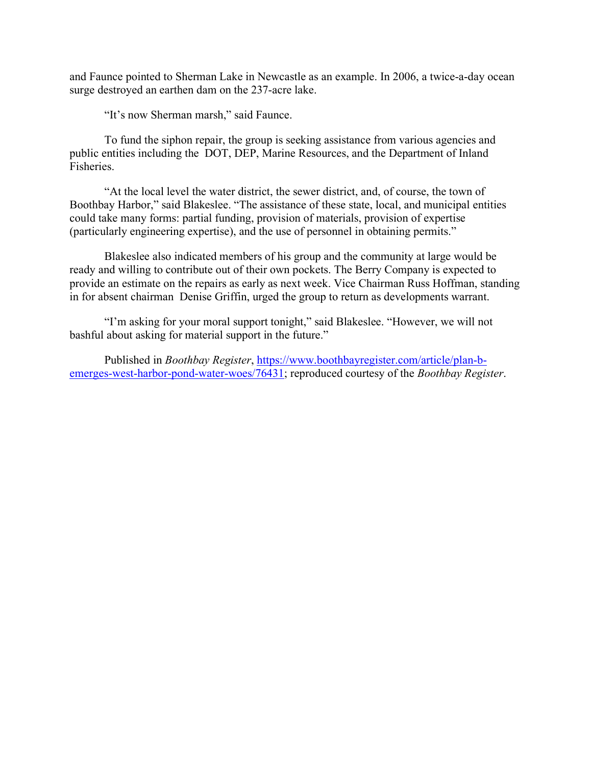and Faunce pointed to Sherman Lake in Newcastle as an example. In 2006, a twice-a-day ocean surge destroyed an earthen dam on the 237-acre lake.

"It's now Sherman marsh," said Faunce.

To fund the siphon repair, the group is seeking assistance from various agencies and public entities including the DOT, DEP, Marine Resources, and the Department of Inland Fisheries.

"At the local level the water district, the sewer district, and, of course, the town of Boothbay Harbor," said Blakeslee. "The assistance of these state, local, and municipal entities could take many forms: partial funding, provision of materials, provision of expertise (particularly engineering expertise), and the use of personnel in obtaining permits."

Blakeslee also indicated members of his group and the community at large would be ready and willing to contribute out of their own pockets. The Berry Company is expected to provide an estimate on the repairs as early as next week. Vice Chairman Russ Hoffman, standing in for absent chairman Denise Griffin, urged the group to return as developments warrant.

"I'm asking for your moral support tonight," said Blakeslee. "However, we will not bashful about asking for material support in the future."

Published in *Boothbay Register*, https://www.boothbayregister.com/article/plan-b-emerges-west-harbor-pond-water-woes/76431; reproduced courtesy of the *Boothbay Register*.